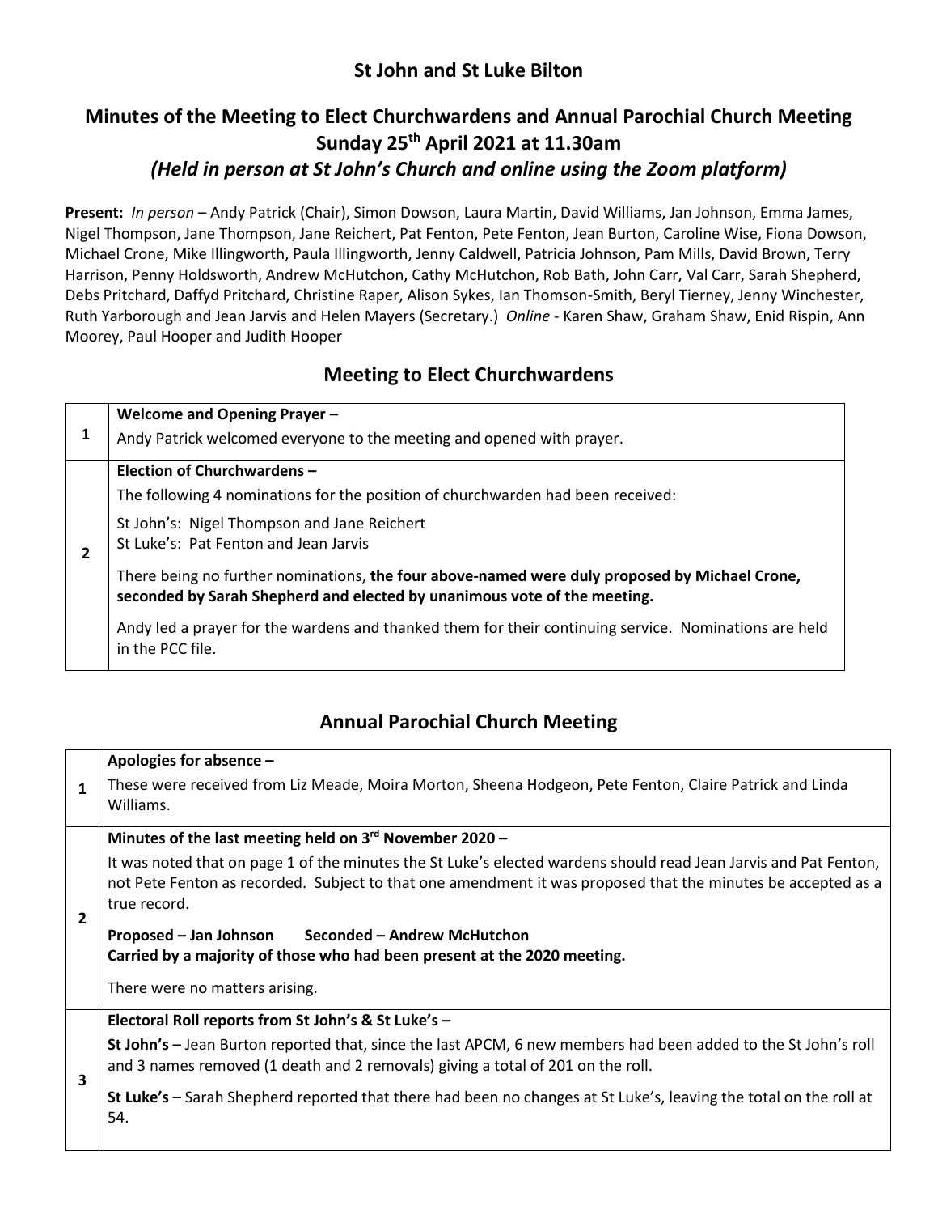# St John and St Luke Bilton

## Minutes of the Meeting to Elect Churchwardens and Annual Parochial Church Meeting Sunday 25th April 2021 at 11.30am

### *(Held in person at St John's Church and online using the Zoom platform)*

**Present:** *In person* – Andy Patrick (Chair), Simon Dowson, Laura Martin, David Williams, Jan Johnson, Emma James, Nigel Thompson, Jane Thompson, Jane Reichert, Pat Fenton, Pete Fenton, Jean Burton, Caroline Wise, Fiona Dowson, Michael Crone, Mike Illingworth, Paula Illingworth, Jenny Caldwell, Patricia Johnson, Pam Mills, David Brown, Terry Harrison, Penny Holdsworth, Andrew McHutchon, Cathy McHutchon, Rob Bath, John Carr, Val Carr, Sarah Shepherd, Debs Pritchard, Daffyd Pritchard, Christine Raper, Alison Sykes, Ian Thomson-Smith, Beryl Tierney, Jenny Winchester, Ruth Yarborough and Jean Jarvis and Helen Mayers (Secretary.) *Online* - Karen Shaw, Graham Shaw, Enid Rispin, Ann Moorey, Paul Hooper and Judith Hooper

## Meeting to Elect Churchwardens

| | |
|---|---|
| 1 | **Welcome and Opening Prayer –**<br>Andy Patrick welcomed everyone to the meeting and opened with prayer. |
| 2 | **Election of Churchwardens –**<br>The following 4 nominations for the position of churchwarden had been received:<br>St John's: Nigel Thompson and Jane Reichert<br>St Luke's: Pat Fenton and Jean Jarvis<br>There being no further nominations, **the four above-named were duly proposed by Michael Crone, seconded by Sarah Shepherd and elected by unanimous vote of the meeting.**<br>Andy led a prayer for the wardens and thanked them for their continuing service. Nominations are held in the PCC file. |

## Annual Parochial Church Meeting

| | |
|---|---|
| 1 | **Apologies for absence –**<br>These were received from Liz Meade, Moira Morton, Sheena Hodgeon, Pete Fenton, Claire Patrick and Linda Williams. |
| 2 | **Minutes of the last meeting held on 3rd November 2020 –**<br>It was noted that on page 1 of the minutes the St Luke's elected wardens should read Jean Jarvis and Pat Fenton, not Pete Fenton as recorded. Subject to that one amendment it was proposed that the minutes be accepted as a true record.<br>**Proposed – Jan Johnson Seconded – Andrew McHutchon**<br>**Carried by a majority of those who had been present at the 2020 meeting.**<br>There were no matters arising. |
| 3 | **Electoral Roll reports from St John's & St Luke's –**<br>**St John's** – Jean Burton reported that, since the last APCM, 6 new members had been added to the St John's roll and 3 names removed (1 death and 2 removals) giving a total of 201 on the roll.<br>**St Luke's** – Sarah Shepherd reported that there had been no changes at St Luke's, leaving the total on the roll at 54. |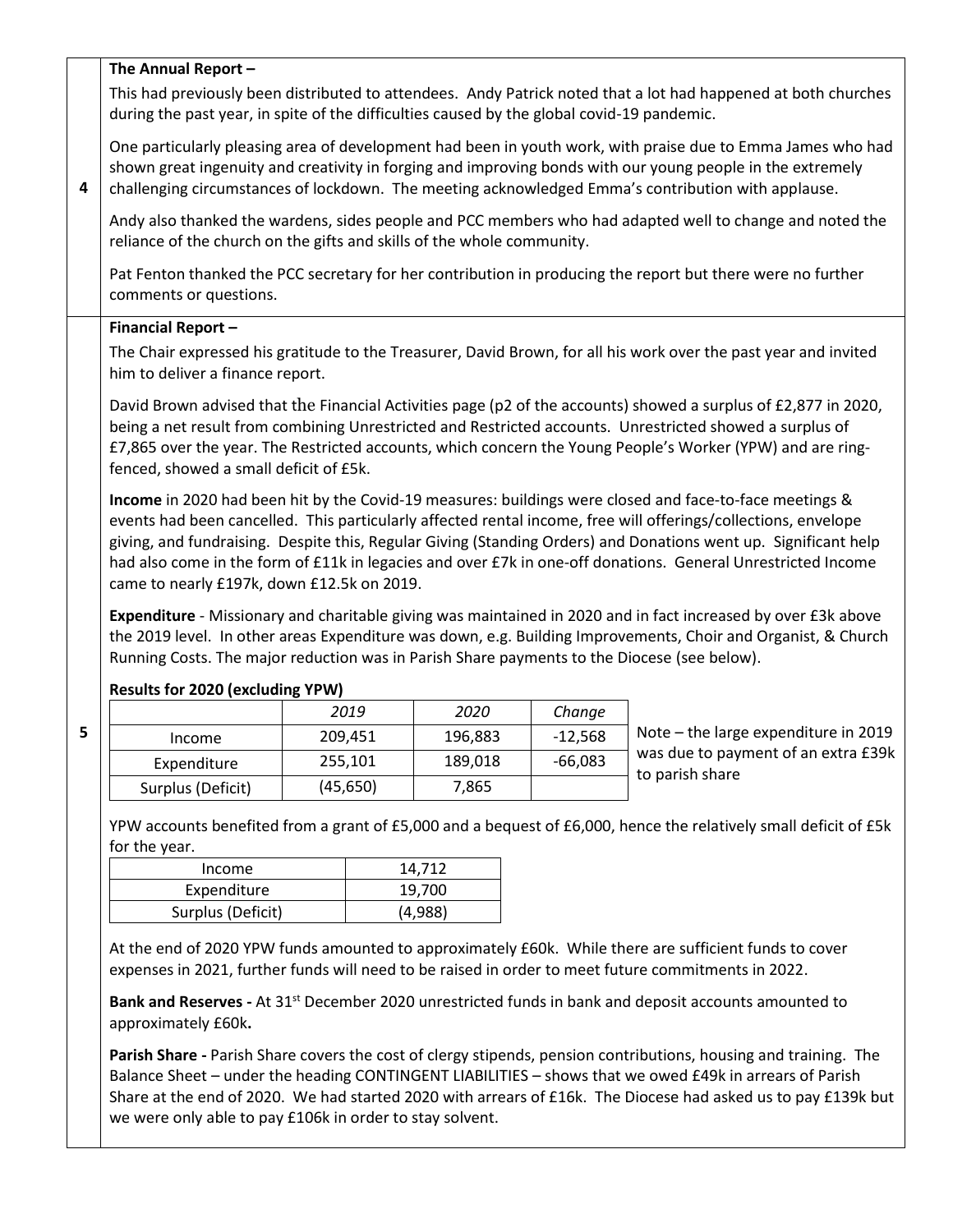**4**

**The Annual Report –**

This had previously been distributed to attendees. Andy Patrick noted that a lot had happened at both churches during the past year, in spite of the difficulties caused by the global covid-19 pandemic.

One particularly pleasing area of development had been in youth work, with praise due to Emma James who had shown great ingenuity and creativity in forging and improving bonds with our young people in the extremely challenging circumstances of lockdown. The meeting acknowledged Emma's contribution with applause.

Andy also thanked the wardens, sides people and PCC members who had adapted well to change and noted the reliance of the church on the gifts and skills of the whole community.

Pat Fenton thanked the PCC secretary for her contribution in producing the report but there were no further comments or questions.

**5**

**Financial Report –**

The Chair expressed his gratitude to the Treasurer, David Brown, for all his work over the past year and invited him to deliver a finance report.

David Brown advised that the Financial Activities page (p2 of the accounts) showed a surplus of £2,877 in 2020, being a net result from combining Unrestricted and Restricted accounts. Unrestricted showed a surplus of £7,865 over the year. The Restricted accounts, which concern the Young People's Worker (YPW) and are ring-fenced, showed a small deficit of £5k.

**Income** in 2020 had been hit by the Covid-19 measures: buildings were closed and face-to-face meetings & events had been cancelled. This particularly affected rental income, free will offerings/collections, envelope giving, and fundraising. Despite this, Regular Giving (Standing Orders) and Donations went up. Significant help had also come in the form of £11k in legacies and over £7k in one-off donations. General Unrestricted Income came to nearly £197k, down £12.5k on 2019.

**Expenditure** - Missionary and charitable giving was maintained in 2020 and in fact increased by over £3k above the 2019 level. In other areas Expenditure was down, e.g. Building Improvements, Choir and Organist, & Church Running Costs. The major reduction was in Parish Share payments to the Diocese (see below).

**Results for 2020 (excluding YPW)**

| | *2019* | *2020* | *Change* |
|---|---|---|---|
| Income | 209,451 | 196,883 | -12,568 |
| Expenditure | 255,101 | 189,018 | -66,083 |
| Surplus (Deficit) | (45,650) | 7,865 | |

Note – the large expenditure in 2019 was due to payment of an extra £39k to parish share

YPW accounts benefited from a grant of £5,000 and a bequest of £6,000, hence the relatively small deficit of £5k for the year.

| | |
|---|---|
| Income | 14,712 |
| Expenditure | 19,700 |
| Surplus (Deficit) | (4,988) |

At the end of 2020 YPW funds amounted to approximately £60k. While there are sufficient funds to cover expenses in 2021, further funds will need to be raised in order to meet future commitments in 2022.

**Bank and Reserves -** At 31st December 2020 unrestricted funds in bank and deposit accounts amounted to approximately £60k**.**

**Parish Share -** Parish Share covers the cost of clergy stipends, pension contributions, housing and training. The Balance Sheet – under the heading CONTINGENT LIABILITIES – shows that we owed £49k in arrears of Parish Share at the end of 2020. We had started 2020 with arrears of £16k. The Diocese had asked us to pay £139k but we were only able to pay £106k in order to stay solvent.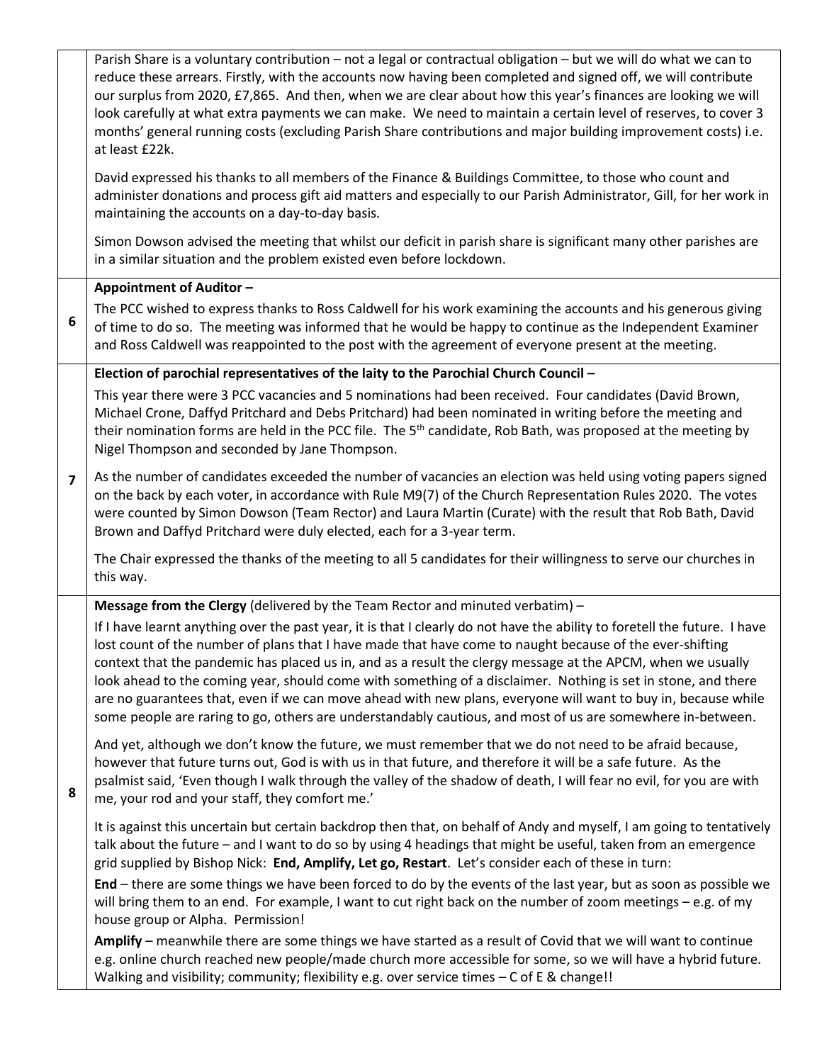| | |
|---|---|
| | Parish Share is a voluntary contribution – not a legal or contractual obligation – but we will do what we can to reduce these arrears. Firstly, with the accounts now having been completed and signed off, we will contribute our surplus from 2020, £7,865. And then, when we are clear about how this year's finances are looking we will look carefully at what extra payments we can make. We need to maintain a certain level of reserves, to cover 3 months' general running costs (excluding Parish Share contributions and major building improvement costs) i.e. at least £22k.<br><br>David expressed his thanks to all members of the Finance & Buildings Committee, to those who count and administer donations and process gift aid matters and especially to our Parish Administrator, Gill, for her work in maintaining the accounts on a day-to-day basis.<br><br>Simon Dowson advised the meeting that whilst our deficit in parish share is significant many other parishes are in a similar situation and the problem existed even before lockdown. |
| 6 | **Appointment of Auditor –**<br><br>The PCC wished to express thanks to Ross Caldwell for his work examining the accounts and his generous giving of time to do so. The meeting was informed that he would be happy to continue as the Independent Examiner and Ross Caldwell was reappointed to the post with the agreement of everyone present at the meeting. |
| 7 | **Election of parochial representatives of the laity to the Parochial Church Council –**<br><br>This year there were 3 PCC vacancies and 5 nominations had been received. Four candidates (David Brown, Michael Crone, Daffyd Pritchard and Debs Pritchard) had been nominated in writing before the meeting and their nomination forms are held in the PCC file. The 5th candidate, Rob Bath, was proposed at the meeting by Nigel Thompson and seconded by Jane Thompson.<br><br>As the number of candidates exceeded the number of vacancies an election was held using voting papers signed on the back by each voter, in accordance with Rule M9(7) of the Church Representation Rules 2020. The votes were counted by Simon Dowson (Team Rector) and Laura Martin (Curate) with the result that Rob Bath, David Brown and Daffyd Pritchard were duly elected, each for a 3-year term.<br><br>The Chair expressed the thanks of the meeting to all 5 candidates for their willingness to serve our churches in this way. |
| 8 | **Message from the Clergy** (delivered by the Team Rector and minuted verbatim) –<br><br>If I have learnt anything over the past year, it is that I clearly do not have the ability to foretell the future. I have lost count of the number of plans that I have made that have come to naught because of the ever-shifting context that the pandemic has placed us in, and as a result the clergy message at the APCM, when we usually look ahead to the coming year, should come with something of a disclaimer. Nothing is set in stone, and there are no guarantees that, even if we can move ahead with new plans, everyone will want to buy in, because while some people are raring to go, others are understandably cautious, and most of us are somewhere in-between.<br><br>And yet, although we don't know the future, we must remember that we do not need to be afraid because, however that future turns out, God is with us in that future, and therefore it will be a safe future. As the psalmist said, 'Even though I walk through the valley of the shadow of death, I will fear no evil, for you are with me, your rod and your staff, they comfort me.'<br><br>It is against this uncertain but certain backdrop then that, on behalf of Andy and myself, I am going to tentatively talk about the future – and I want to do so by using 4 headings that might be useful, taken from an emergence grid supplied by Bishop Nick: **End, Amplify, Let go, Restart**. Let's consider each of these in turn:<br><br>**End** – there are some things we have been forced to do by the events of the last year, but as soon as possible we will bring them to an end. For example, I want to cut right back on the number of zoom meetings – e.g. of my house group or Alpha. Permission!<br><br>**Amplify** – meanwhile there are some things we have started as a result of Covid that we will want to continue e.g. online church reached new people/made church more accessible for some, so we will have a hybrid future. Walking and visibility; community; flexibility e.g. over service times – C of E & change!! |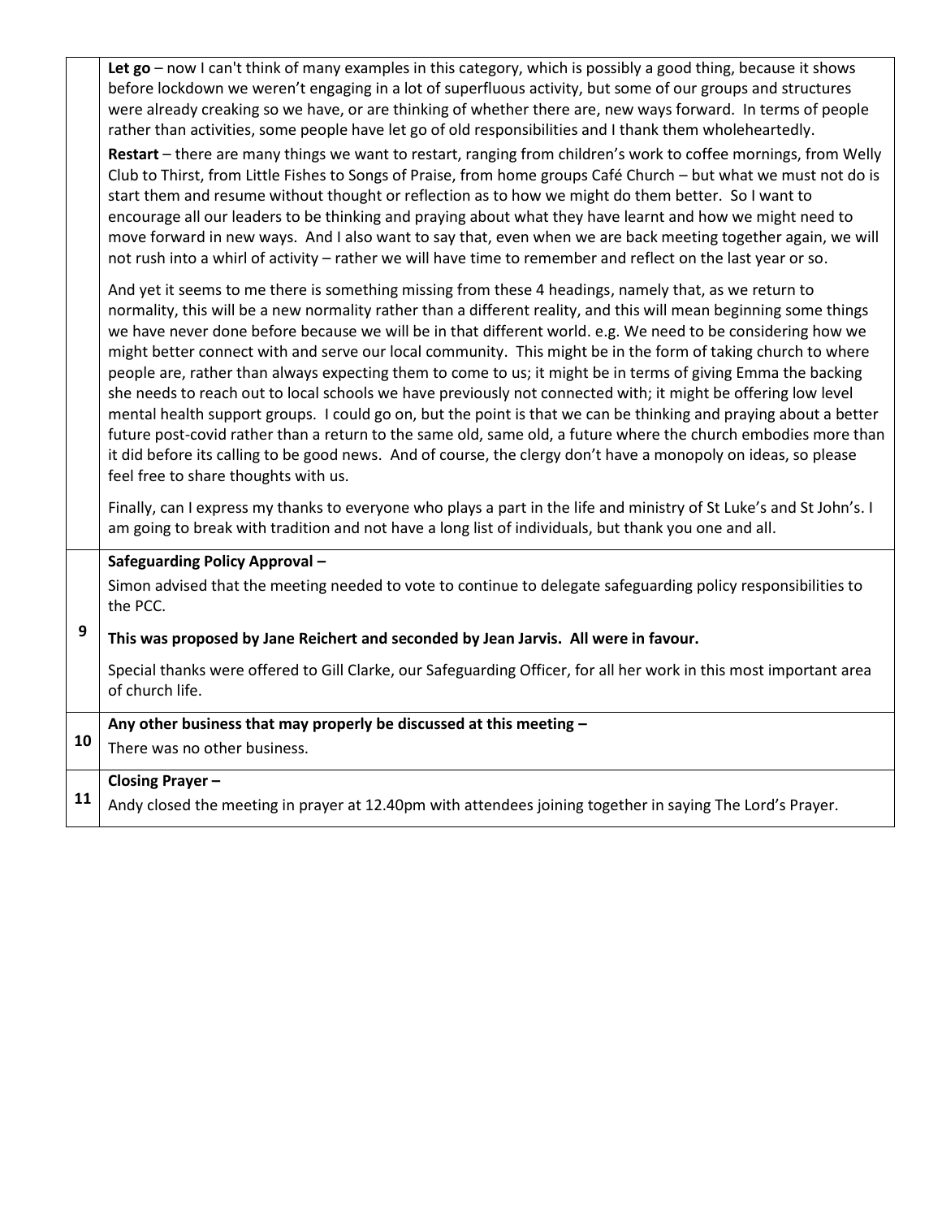| | |
|---|---|
| | **Let go** – now I can't think of many examples in this category, which is possibly a good thing, because it shows before lockdown we weren't engaging in a lot of superfluous activity, but some of our groups and structures were already creaking so we have, or are thinking of whether there are, new ways forward. In terms of people rather than activities, some people have let go of old responsibilities and I thank them wholeheartedly.<br><br>**Restart** – there are many things we want to restart, ranging from children's work to coffee mornings, from Welly Club to Thirst, from Little Fishes to Songs of Praise, from home groups Café Church – but what we must not do is start them and resume without thought or reflection as to how we might do them better. So I want to encourage all our leaders to be thinking and praying about what they have learnt and how we might need to move forward in new ways. And I also want to say that, even when we are back meeting together again, we will not rush into a whirl of activity – rather we will have time to remember and reflect on the last year or so.<br><br>And yet it seems to me there is something missing from these 4 headings, namely that, as we return to normality, this will be a new normality rather than a different reality, and this will mean beginning some things we have never done before because we will be in that different world. e.g. We need to be considering how we might better connect with and serve our local community. This might be in the form of taking church to where people are, rather than always expecting them to come to us; it might be in terms of giving Emma the backing she needs to reach out to local schools we have previously not connected with; it might be offering low level mental health support groups. I could go on, but the point is that we can be thinking and praying about a better future post-covid rather than a return to the same old, same old, a future where the church embodies more than it did before its calling to be good news. And of course, the clergy don't have a monopoly on ideas, so please feel free to share thoughts with us.<br><br>Finally, can I express my thanks to everyone who plays a part in the life and ministry of St Luke's and St John's. I am going to break with tradition and not have a long list of individuals, but thank you one and all. |
| 9 | **Safeguarding Policy Approval –**<br><br>Simon advised that the meeting needed to vote to continue to delegate safeguarding policy responsibilities to the PCC.<br><br>**This was proposed by Jane Reichert and seconded by Jean Jarvis. All were in favour.**<br><br>Special thanks were offered to Gill Clarke, our Safeguarding Officer, for all her work in this most important area of church life. |
| 10 | **Any other business that may properly be discussed at this meeting –**<br><br>There was no other business. |
| 11 | **Closing Prayer –**<br><br>Andy closed the meeting in prayer at 12.40pm with attendees joining together in saying The Lord's Prayer. |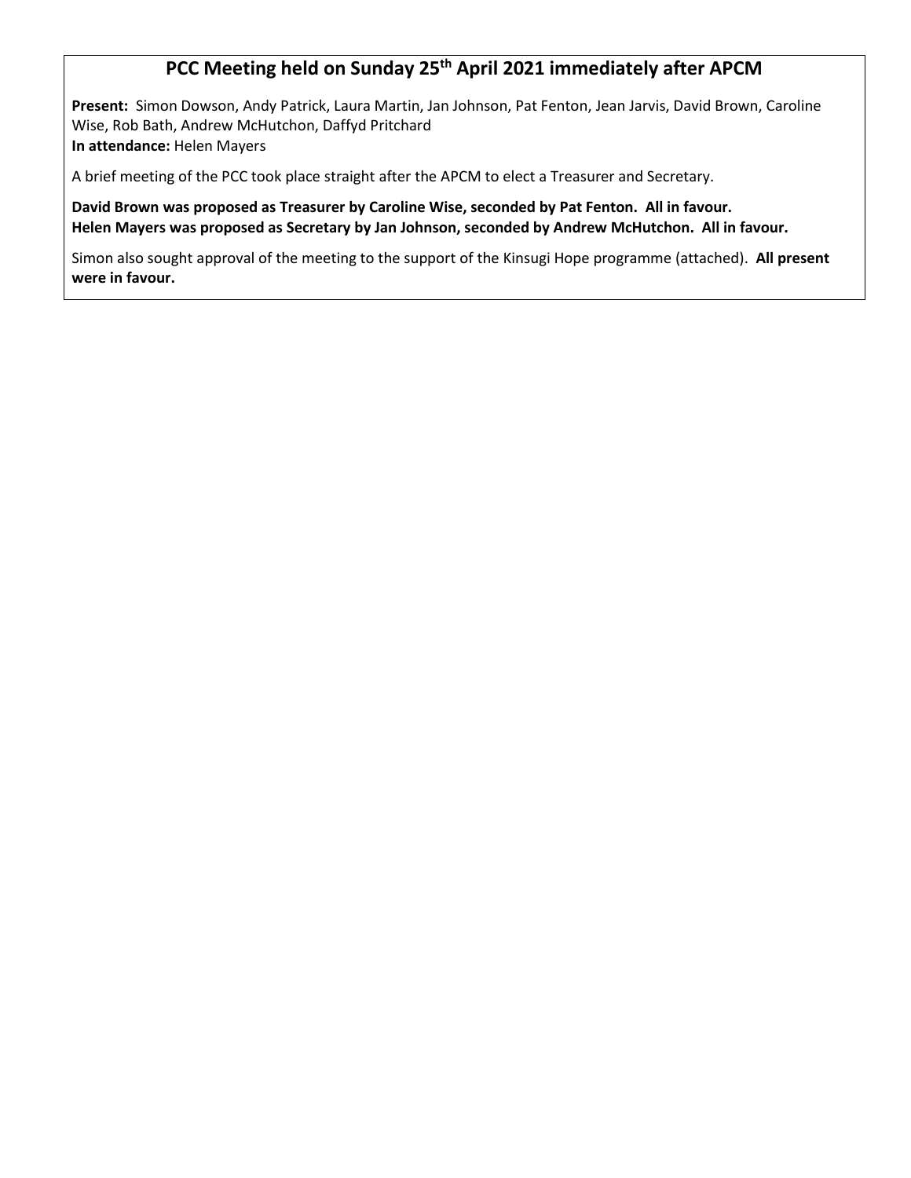## PCC Meeting held on Sunday 25th April 2021 immediately after APCM

**Present:** Simon Dowson, Andy Patrick, Laura Martin, Jan Johnson, Pat Fenton, Jean Jarvis, David Brown, Caroline Wise, Rob Bath, Andrew McHutchon, Daffyd Pritchard
**In attendance:** Helen Mayers

A brief meeting of the PCC took place straight after the APCM to elect a Treasurer and Secretary.

**David Brown was proposed as Treasurer by Caroline Wise, seconded by Pat Fenton. All in favour.**
**Helen Mayers was proposed as Secretary by Jan Johnson, seconded by Andrew McHutchon. All in favour.**

Simon also sought approval of the meeting to the support of the Kinsugi Hope programme (attached). **All present were in favour.**